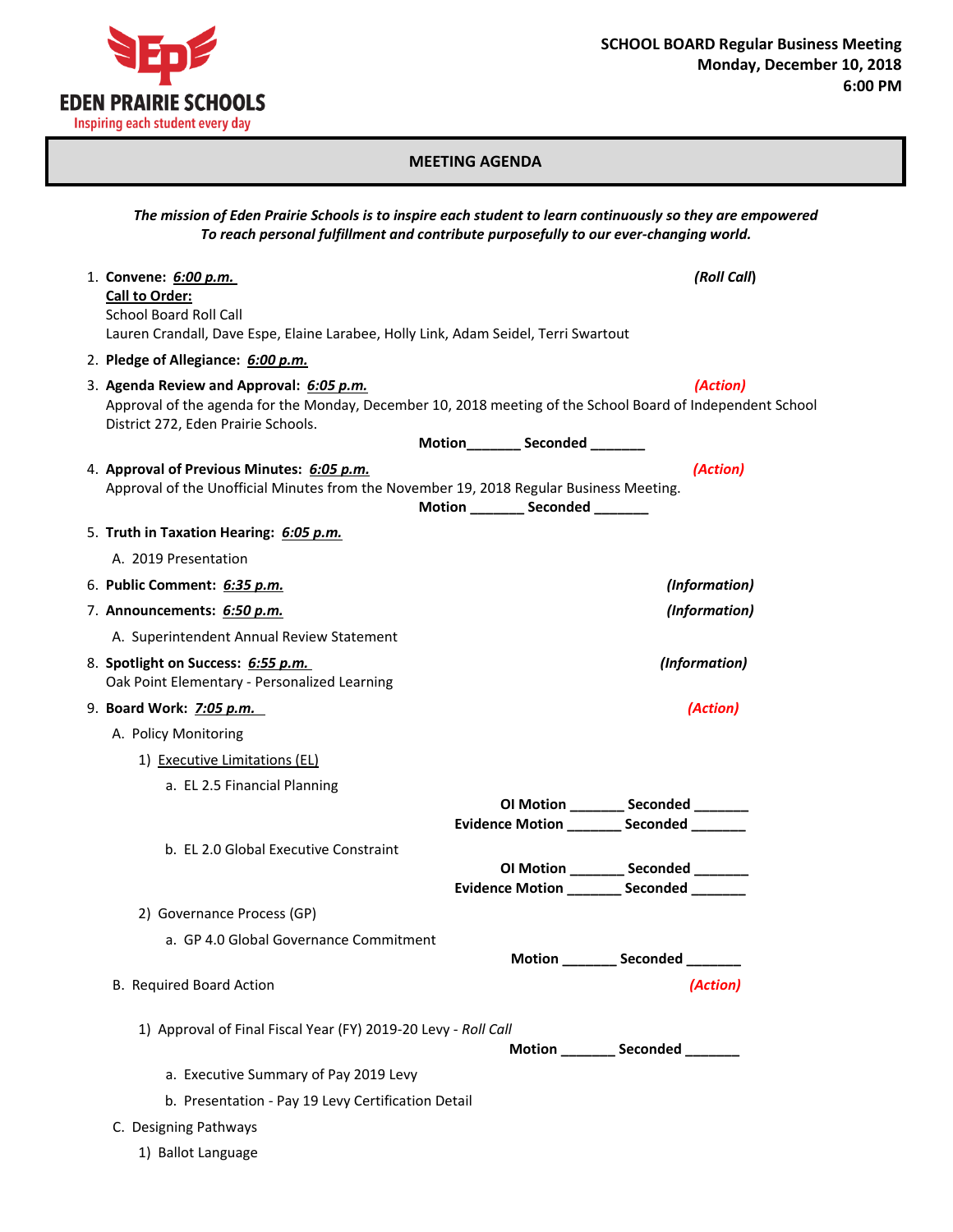EDEN PRAIRIE SCHOOLS
Inspiring each student every day

**SCHOOL BOARD Regular Business Meeting**
**Monday, December 10, 2018**
**6:00 PM**

## MEETING AGENDA

***The mission of Eden Prairie Schools is to inspire each student to learn continuously so they are empowered To reach personal fulfillment and contribute purposefully to our ever-changing world.***

1. **Convene: _6:00 p.m._** ***(Roll Call)***
   **Call to Order:**
   School Board Roll Call
   Lauren Crandall, Dave Espe, Elaine Larabee, Holly Link, Adam Seidel, Terri Swartout

2. **Pledge of Allegiance: _6:00 p.m._**

3. **Agenda Review and Approval: _6:05 p.m._** ***(Action)***
   Approval of the agenda for the Monday, December 10, 2018 meeting of the School Board of Independent School District 272, Eden Prairie Schools.
   **Motion_______ Seconded _______**

4. **Approval of Previous Minutes: _6:05 p.m._** ***(Action)***
   Approval of the Unofficial Minutes from the November 19, 2018 Regular Business Meeting.
   **Motion _______ Seconded _______**

5. **Truth in Taxation Hearing: _6:05 p.m._**
   A. 2019 Presentation

6. **Public Comment: _6:35 p.m._** ***(Information)***

7. **Announcements: _6:50 p.m._** ***(Information)***
   A. Superintendent Annual Review Statement

8. **Spotlight on Success: _6:55 p.m._** ***(Information)***
   Oak Point Elementary - Personalized Learning

9. **Board Work: _7:05 p.m._** ***(Action)***
   A. Policy Monitoring
      1) Executive Limitations (EL)
         a. EL 2.5 Financial Planning
            **OI Motion _______ Seconded _______**
            **Evidence Motion _______ Seconded _______**
         b. EL 2.0 Global Executive Constraint
            **OI Motion _______ Seconded _______**
            **Evidence Motion _______ Seconded _______**
      2) Governance Process (GP)
         a. GP 4.0 Global Governance Commitment
            **Motion _______ Seconded _______**
   B. Required Board Action ***(Action)***
      1) Approval of Final Fiscal Year (FY) 2019-20 Levy - *Roll Call*
         **Motion _______ Seconded _______**
         a. Executive Summary of Pay 2019 Levy
         b. Presentation - Pay 19 Levy Certification Detail
   C. Designing Pathways
      1) Ballot Language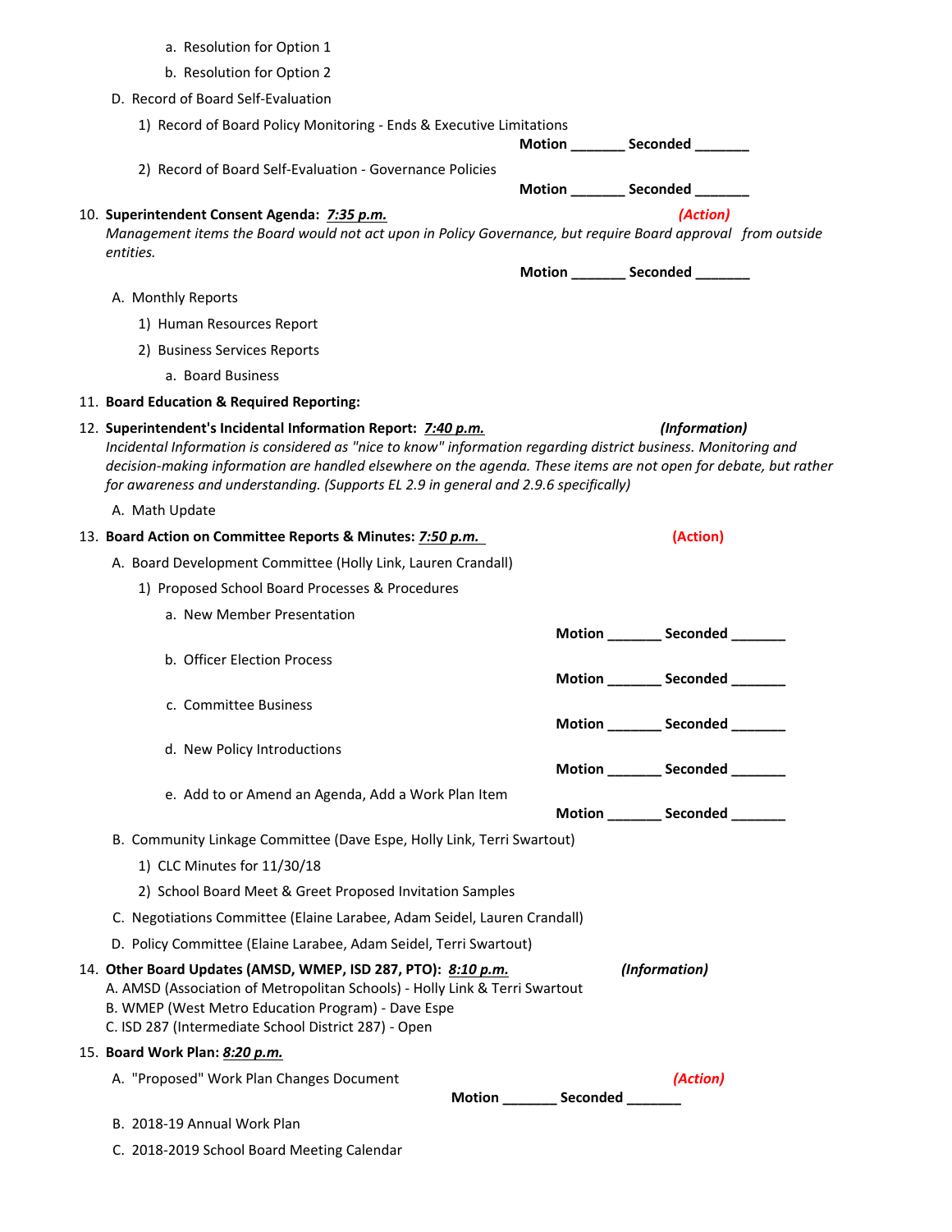a. Resolution for Option 1

b. Resolution for Option 2

D. Record of Board Self-Evaluation

1) Record of Board Policy Monitoring - Ends & Executive Limitations

**Motion _______ Seconded _______**

2) Record of Board Self-Evaluation - Governance Policies

**Motion _______ Seconded _______**

10. **Superintendent Consent Agenda:** ***7:35 p.m.*** ***(Action)***

*Management items the Board would not act upon in Policy Governance, but require Board approval from outside entities.*

**Motion _______ Seconded _______**

A. Monthly Reports

1) Human Resources Report

2) Business Services Reports

a. Board Business

11. **Board Education & Required Reporting:**

12. **Superintendent's Incidental Information Report:** ***7:40 p.m.*** ***(Information)***

*Incidental Information is considered as "nice to know" information regarding district business. Monitoring and decision-making information are handled elsewhere on the agenda. These items are not open for debate, but rather for awareness and understanding. (Supports EL 2.9 in general and 2.9.6 specifically)*

A. Math Update

13. **Board Action on Committee Reports & Minutes:** ***7:50 p.m.*** **(Action)**

A. Board Development Committee (Holly Link, Lauren Crandall)

1) Proposed School Board Processes & Procedures

a. New Member Presentation

**Motion _______ Seconded _______**

b. Officer Election Process

**Motion _______ Seconded _______**

c. Committee Business

**Motion _______ Seconded _______**

d. New Policy Introductions

**Motion _______ Seconded _______**

e. Add to or Amend an Agenda, Add a Work Plan Item

**Motion _______ Seconded _______**

B. Community Linkage Committee (Dave Espe, Holly Link, Terri Swartout)

1) CLC Minutes for 11/30/18

2) School Board Meet & Greet Proposed Invitation Samples

C. Negotiations Committee (Elaine Larabee, Adam Seidel, Lauren Crandall)

D. Policy Committee (Elaine Larabee, Adam Seidel, Terri Swartout)

14. **Other Board Updates (AMSD, WMEP, ISD 287, PTO):** ***8:10 p.m.*** ***(Information)***

A. AMSD (Association of Metropolitan Schools) - Holly Link & Terri Swartout

B. WMEP (West Metro Education Program) - Dave Espe

C. ISD 287 (Intermediate School District 287) - Open

15. **Board Work Plan:** ***8:20 p.m.***

A. "Proposed" Work Plan Changes Document ***(Action)***

**Motion _______ Seconded _______**

B. 2018-19 Annual Work Plan

C. 2018-2019 School Board Meeting Calendar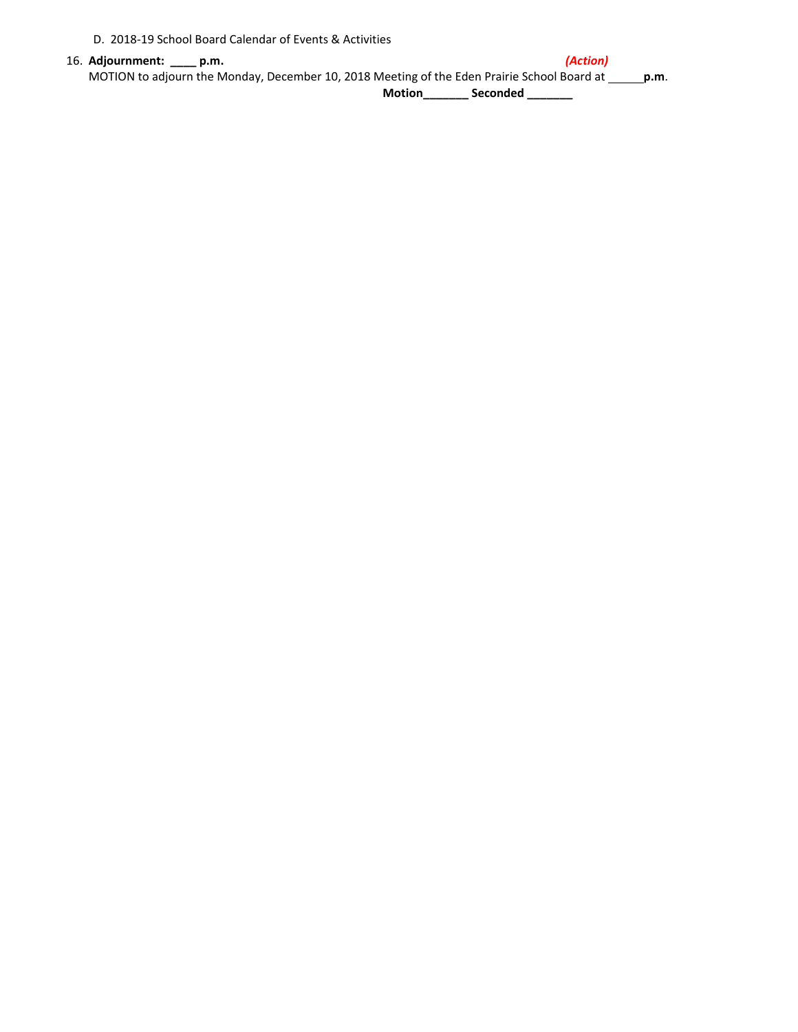D. 2018-19 School Board Calendar of Events & Activities

16. **Adjournment: ____ p.m.** *(Action)*
    MOTION to adjourn the Monday, December 10, 2018 Meeting of the Eden Prairie School Board at ______**p.m**.
    **Motion_______ Seconded _______**